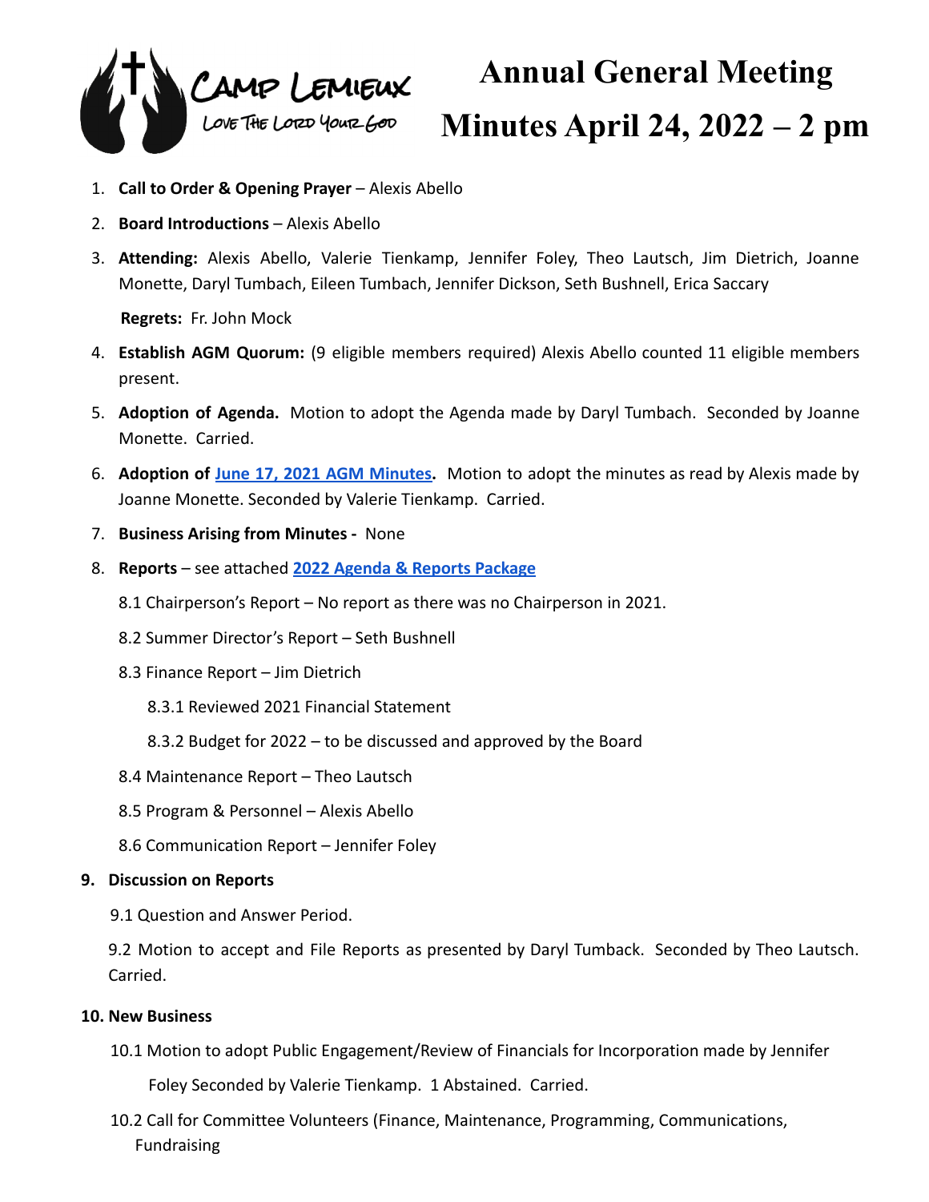CAMP LEMIEUX
LOVE THE LORD YOUR GOD

# Annual General Meeting Minutes April 24, 2022 – 2 pm

1. **Call to Order & Opening Prayer** – Alexis Abello
2. **Board Introductions** – Alexis Abello
3. **Attending:** Alexis Abello, Valerie Tienkamp, Jennifer Foley, Theo Lautsch, Jim Dietrich, Joanne Monette, Daryl Tumbach, Eileen Tumbach, Jennifer Dickson, Seth Bushnell, Erica Saccary

   **Regrets:** Fr. John Mock
4. **Establish AGM Quorum:** (9 eligible members required) Alexis Abello counted 11 eligible members present.
5. **Adoption of Agenda.** Motion to adopt the Agenda made by Daryl Tumbach. Seconded by Joanne Monette. Carried.
6. **Adoption of June 17, 2021 AGM Minutes.** Motion to adopt the minutes as read by Alexis made by Joanne Monette. Seconded by Valerie Tienkamp. Carried.
7. **Business Arising from Minutes -** None
8. **Reports** – see attached **2022 Agenda & Reports Package**

   8.1 Chairperson's Report – No report as there was no Chairperson in 2021.

   8.2 Summer Director's Report – Seth Bushnell

   8.3 Finance Report – Jim Dietrich

   8.3.1 Reviewed 2021 Financial Statement

   8.3.2 Budget for 2022 – to be discussed and approved by the Board

   8.4 Maintenance Report – Theo Lautsch

   8.5 Program & Personnel – Alexis Abello

   8.6 Communication Report – Jennifer Foley

**9. Discussion on Reports**

9.1 Question and Answer Period.

9.2 Motion to accept and File Reports as presented by Daryl Tumback. Seconded by Theo Lautsch. Carried.

**10. New Business**

10.1 Motion to adopt Public Engagement/Review of Financials for Incorporation made by Jennifer Foley Seconded by Valerie Tienkamp. 1 Abstained. Carried.

10.2 Call for Committee Volunteers (Finance, Maintenance, Programming, Communications, Fundraising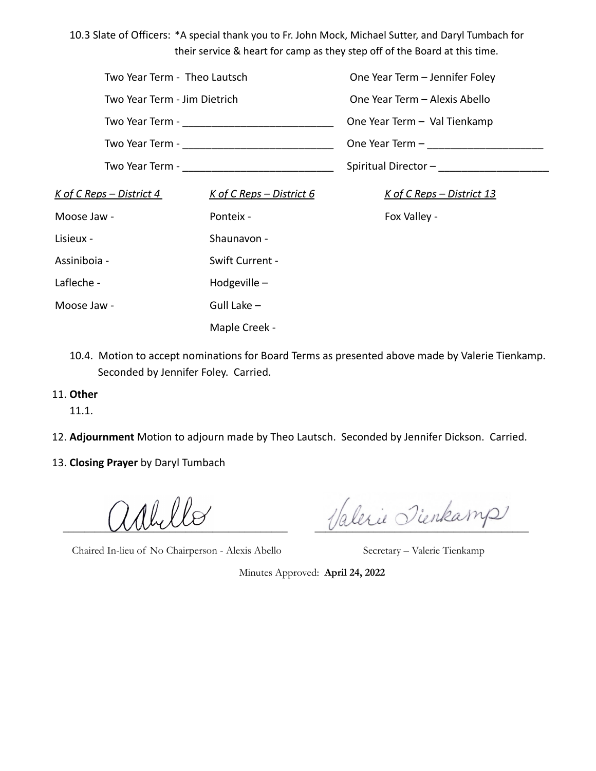10.3 Slate of Officers: *A special thank you to Fr. John Mock, Michael Sutter, and Daryl Tumbach for their service & heart for camp as they step off of the Board at this time.

| | |
|---|---|
| Two Year Term - Theo Lautsch | One Year Term – Jennifer Foley |
| Two Year Term - Jim Dietrich | One Year Term – Alexis Abello |
| Two Year Term - __________________________ | One Year Term – Val Tienkamp |
| Two Year Term - __________________________ | One Year Term – ____________________ |
| Two Year Term - __________________________ | Spiritual Director – ___________________ |

| *K of C Reps – District 4* | *K of C Reps – District 6* | *K of C Reps – District 13* |
|---|---|---|
| Moose Jaw - | Ponteix - | Fox Valley - |
| Lisieux - | Shaunavon - | |
| Assiniboia - | Swift Current - | |
| Lafleche - | Hodgeville – | |
| Moose Jaw - | Gull Lake – | |
| | Maple Creek - | |

10.4. Motion to accept nominations for Board Terms as presented above made by Valerie Tienkamp. Seconded by Jennifer Foley. Carried.

11. **Other**
    11.1.

12. **Adjournment** Motion to adjourn made by Theo Lautsch. Seconded by Jennifer Dickson. Carried.

13. **Closing Prayer** by Daryl Tumbach

Chaired In-lieu of No Chairperson - Alexis Abello

Secretary – Valerie Tienkamp

Minutes Approved: **April 24, 2022**